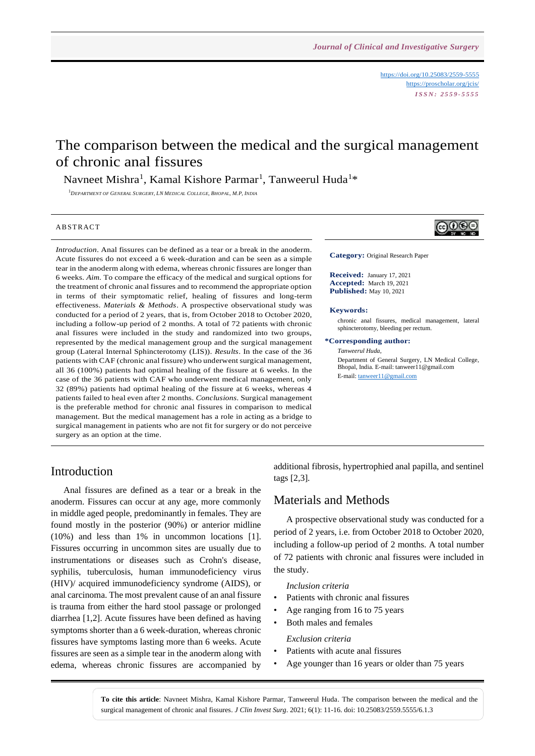# The comparison between the medical and the surgical management of chronic anal fissures

Navneet Mishra[1], Kamal Kishore Parmar[1], Tanweerul Huda[1]*

[1]Department of General Surgery, LN Medical College, Bhopal, M.P, India

https://doi.org/10.25083/2559-5555
https://proscholar.org/jcis/
ISSN: 2559-5555

## ABSTRACT

*Introduction*. Anal fissures can be defined as a tear or a break in the anoderm. Acute fissures do not exceed a 6 week-duration and can be seen as a simple tear in the anoderm along with edema, whereas chronic fissures are longer than 6 weeks. *Aim*. To compare the efficacy of the medical and surgical options for the treatment of chronic anal fissures and to recommend the appropriate option in terms of their symptomatic relief, healing of fissures and long-term effectiveness. *Materials & Methods*. A prospective observational study was conducted for a period of 2 years, that is, from October 2018 to October 2020, including a follow-up period of 2 months. A total of 72 patients with chronic anal fissures were included in the study and randomized into two groups, represented by the medical management group and the surgical management group (Lateral Internal Sphincterotomy (LIS)). *Results*. In the case of the 36 patients with CAF (chronic anal fissure) who underwent surgical management, all 36 (100%) patients had optimal healing of the fissure at 6 weeks. In the case of the 36 patients with CAF who underwent medical management, only 32 (89%) patients had optimal healing of the fissure at 6 weeks, whereas 4 patients failed to heal even after 2 months. *Conclusions*. Surgical management is the preferable method for chronic anal fissures in comparison to medical management. But the medical management has a role in acting as a bridge to surgical management in patients who are not fit for surgery or do not perceive surgery as an option at the time.

**Category:** Original Research Paper

**Received:** January 17, 2021
**Accepted:** March 19, 2021
**Published:** May 10, 2021

**Keywords:**
chronic anal fissures, medical management, lateral sphincterotomy, bleeding per rectum.

**\*Corresponding author:**
*Tanweerul Huda,*
Department of General Surgery, LN Medical College, Bhopal, India. E-mail: tanweer11@gmail.com
E-mail: tanweer11@gmail.com

## Introduction

Anal fissures are defined as a tear or a break in the anoderm. Fissures can occur at any age, more commonly in middle aged people, predominantly in females. They are found mostly in the posterior (90%) or anterior midline (10%) and less than 1% in uncommon locations [1]. Fissures occurring in uncommon sites are usually due to instrumentations or diseases such as Crohn's disease, syphilis, tuberculosis, human immunodeficiency virus (HIV)/ acquired immunodeficiency syndrome (AIDS), or anal carcinoma. The most prevalent cause of an anal fissure is trauma from either the hard stool passage or prolonged diarrhea [1,2]. Acute fissures have been defined as having symptoms shorter than a 6 week-duration, whereas chronic fissures have symptoms lasting more than 6 weeks. Acute fissures are seen as a simple tear in the anoderm along with edema, whereas chronic fissures are accompanied by additional fibrosis, hypertrophied anal papilla, and sentinel tags [2,3].

## Materials and Methods

A prospective observational study was conducted for a period of 2 years, i.e. from October 2018 to October 2020, including a follow-up period of 2 months. A total number of 72 patients with chronic anal fissures were included in the study.

*Inclusion criteria*

- Patients with chronic anal fissures
- Age ranging from 16 to 75 years
- Both males and females

*Exclusion criteria*

- Patients with acute anal fissures
- Age younger than 16 years or older than 75 years

**To cite this article**: Navneet Mishra, Kamal Kishore Parmar, Tanweerul Huda. The comparison between the medical and the surgical management of chronic anal fissures. *J Clin Invest Surg*. 2021; 6(1): 11-16. doi: 10.25083/2559.5555/6.1.3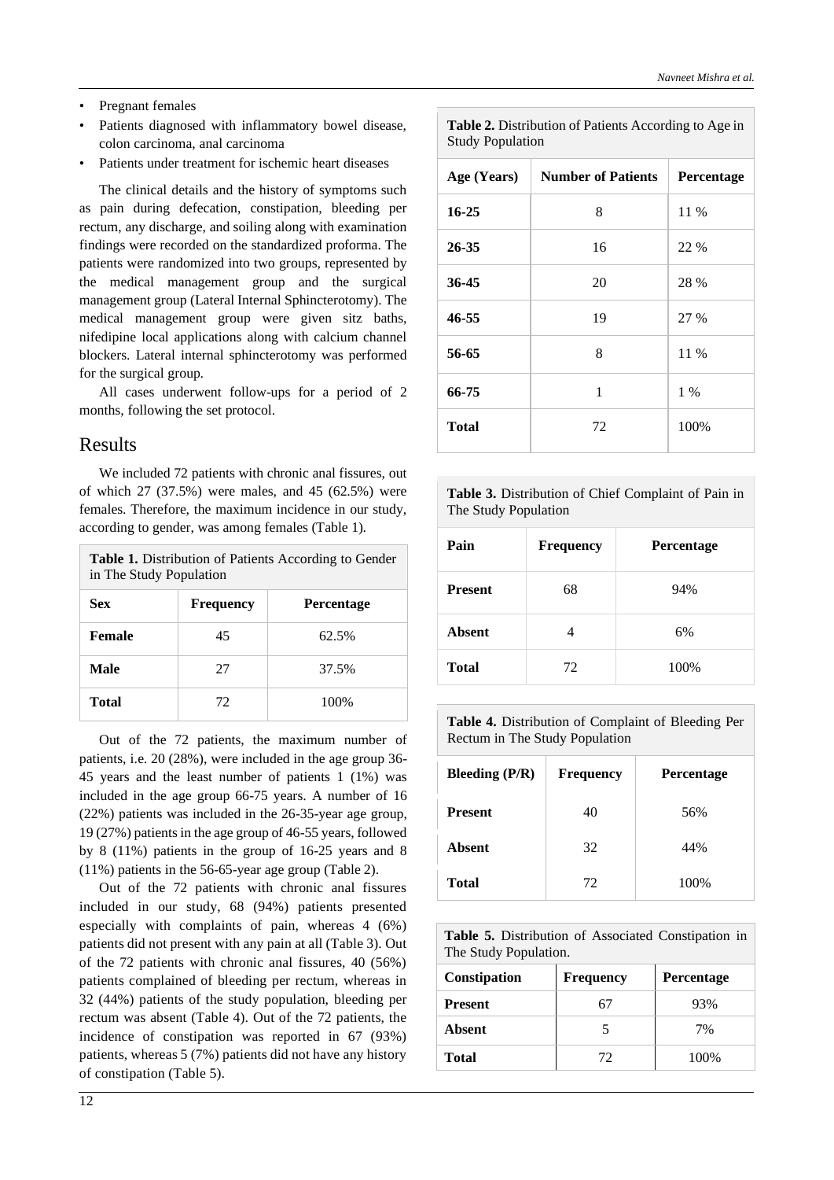- Pregnant females
- Patients diagnosed with inflammatory bowel disease, colon carcinoma, anal carcinoma
- Patients under treatment for ischemic heart diseases

The clinical details and the history of symptoms such as pain during defecation, constipation, bleeding per rectum, any discharge, and soiling along with examination findings were recorded on the standardized proforma. The patients were randomized into two groups, represented by the medical management group and the surgical management group (Lateral Internal Sphincterotomy). The medical management group were given sitz baths, nifedipine local applications along with calcium channel blockers. Lateral internal sphincterotomy was performed for the surgical group.

All cases underwent follow-ups for a period of 2 months, following the set protocol.

## Results

We included 72 patients with chronic anal fissures, out of which 27 (37.5%) were males, and 45 (62.5%) were females. Therefore, the maximum incidence in our study, according to gender, was among females (Table 1).

**Table 1.** Distribution of Patients According to Gender in The Study Population

| Sex | Frequency | Percentage |
|---|---|---|
| **Female** | 45 | 62.5% |
| **Male** | 27 | 37.5% |
| **Total** | 72 | 100% |

Out of the 72 patients, the maximum number of patients, i.e. 20 (28%), were included in the age group 36-45 years and the least number of patients 1 (1%) was included in the age group 66-75 years. A number of 16 (22%) patients was included in the 26-35-year age group, 19 (27%) patients in the age group of 46-55 years, followed by 8 (11%) patients in the group of 16-25 years and 8 (11%) patients in the 56-65-year age group (Table 2).

Out of the 72 patients with chronic anal fissures included in our study, 68 (94%) patients presented especially with complaints of pain, whereas 4 (6%) patients did not present with any pain at all (Table 3). Out of the 72 patients with chronic anal fissures, 40 (56%) patients complained of bleeding per rectum, whereas in 32 (44%) patients of the study population, bleeding per rectum was absent (Table 4). Out of the 72 patients, the incidence of constipation was reported in 67 (93%) patients, whereas 5 (7%) patients did not have any history of constipation (Table 5).

**Table 2.** Distribution of Patients According to Age in Study Population

| Age (Years) | Number of Patients | Percentage |
|---|---|---|
| **16-25** | 8 | 11 % |
| **26-35** | 16 | 22 % |
| **36-45** | 20 | 28 % |
| **46-55** | 19 | 27 % |
| **56-65** | 8 | 11 % |
| **66-75** | 1 | 1 % |
| **Total** | 72 | 100% |

**Table 3.** Distribution of Chief Complaint of Pain in The Study Population

| Pain | Frequency | Percentage |
|---|---|---|
| **Present** | 68 | 94% |
| **Absent** | 4 | 6% |
| **Total** | 72 | 100% |

**Table 4.** Distribution of Complaint of Bleeding Per Rectum in The Study Population

| Bleeding (P/R) | Frequency | Percentage |
|---|---|---|
| **Present** | 40 | 56% |
| **Absent** | 32 | 44% |
| **Total** | 72 | 100% |

**Table 5.** Distribution of Associated Constipation in The Study Population.

| Constipation | Frequency | Percentage |
|---|---|---|
| **Present** | 67 | 93% |
| **Absent** | 5 | 7% |
| **Total** | 72 | 100% |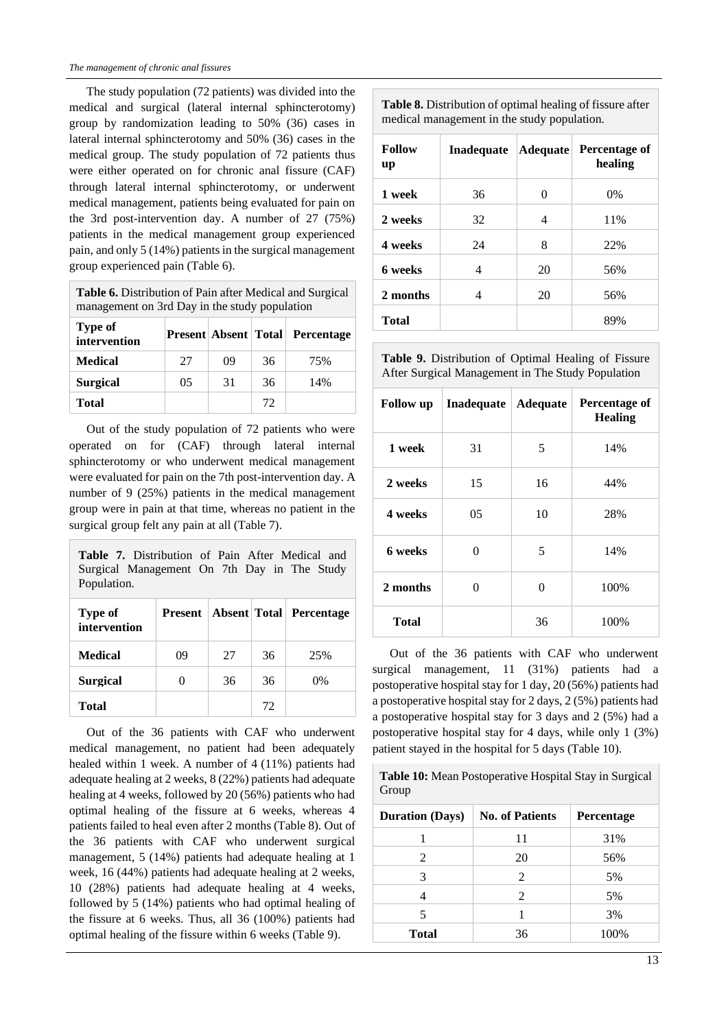The study population (72 patients) was divided into the medical and surgical (lateral internal sphincterotomy) group by randomization leading to 50% (36) cases in lateral internal sphincterotomy and 50% (36) cases in the medical group. The study population of 72 patients thus were either operated on for chronic anal fissure (CAF) through lateral internal sphincterotomy, or underwent medical management, patients being evaluated for pain on the 3rd post-intervention day. A number of 27 (75%) patients in the medical management group experienced pain, and only 5 (14%) patients in the surgical management group experienced pain (Table 6).

**Table 6.** Distribution of Pain after Medical and Surgical management on 3rd Day in the study population

| Type of intervention | Present | Absent | Total | Percentage |
|---|---|---|---|---|
| **Medical** | 27 | 09 | 36 | 75% |
| **Surgical** | 05 | 31 | 36 | 14% |
| **Total** | | | 72 | |

Out of the study population of 72 patients who were operated on for (CAF) through lateral internal sphincterotomy or who underwent medical management were evaluated for pain on the 7th post-intervention day. A number of 9 (25%) patients in the medical management group were in pain at that time, whereas no patient in the surgical group felt any pain at all (Table 7).

**Table 7.** Distribution of Pain After Medical and Surgical Management On 7th Day in The Study Population.

| Type of intervention | Present | Absent | Total | Percentage |
|---|---|---|---|---|
| **Medical** | 09 | 27 | 36 | 25% |
| **Surgical** | 0 | 36 | 36 | 0% |
| **Total** | | | 72 | |

Out of the 36 patients with CAF who underwent medical management, no patient had been adequately healed within 1 week. A number of 4 (11%) patients had adequate healing at 2 weeks, 8 (22%) patients had adequate healing at 4 weeks, followed by 20 (56%) patients who had optimal healing of the fissure at 6 weeks, whereas 4 patients failed to heal even after 2 months (Table 8). Out of the 36 patients with CAF who underwent surgical management, 5 (14%) patients had adequate healing at 1 week, 16 (44%) patients had adequate healing at 2 weeks, 10 (28%) patients had adequate healing at 4 weeks, followed by 5 (14%) patients who had optimal healing of the fissure at 6 weeks. Thus, all 36 (100%) patients had optimal healing of the fissure within 6 weeks (Table 9).

**Table 8.** Distribution of optimal healing of fissure after medical management in the study population.

| Follow up | Inadequate | Adequate | Percentage of healing |
|---|---|---|---|
| **1 week** | 36 | 0 | 0% |
| **2 weeks** | 32 | 4 | 11% |
| **4 weeks** | 24 | 8 | 22% |
| **6 weeks** | 4 | 20 | 56% |
| **2 months** | 4 | 20 | 56% |
| **Total** | | | 89% |

**Table 9.** Distribution of Optimal Healing of Fissure After Surgical Management in The Study Population

| Follow up | Inadequate | Adequate | Percentage of Healing |
|---|---|---|---|
| **1 week** | 31 | 5 | 14% |
| **2 weeks** | 15 | 16 | 44% |
| **4 weeks** | 05 | 10 | 28% |
| **6 weeks** | 0 | 5 | 14% |
| **2 months** | 0 | 0 | 100% |
| **Total** | | 36 | 100% |

Out of the 36 patients with CAF who underwent surgical management, 11 (31%) patients had a postoperative hospital stay for 1 day, 20 (56%) patients had a postoperative hospital stay for 2 days, 2 (5%) patients had a postoperative hospital stay for 3 days and 2 (5%) had a postoperative hospital stay for 4 days, while only 1 (3%) patient stayed in the hospital for 5 days (Table 10).

**Table 10:** Mean Postoperative Hospital Stay in Surgical Group

| Duration (Days) | No. of Patients | Percentage |
|---|---|---|
| 1 | 11 | 31% |
| 2 | 20 | 56% |
| 3 | 2 | 5% |
| 4 | 2 | 5% |
| 5 | 1 | 3% |
| **Total** | 36 | 100% |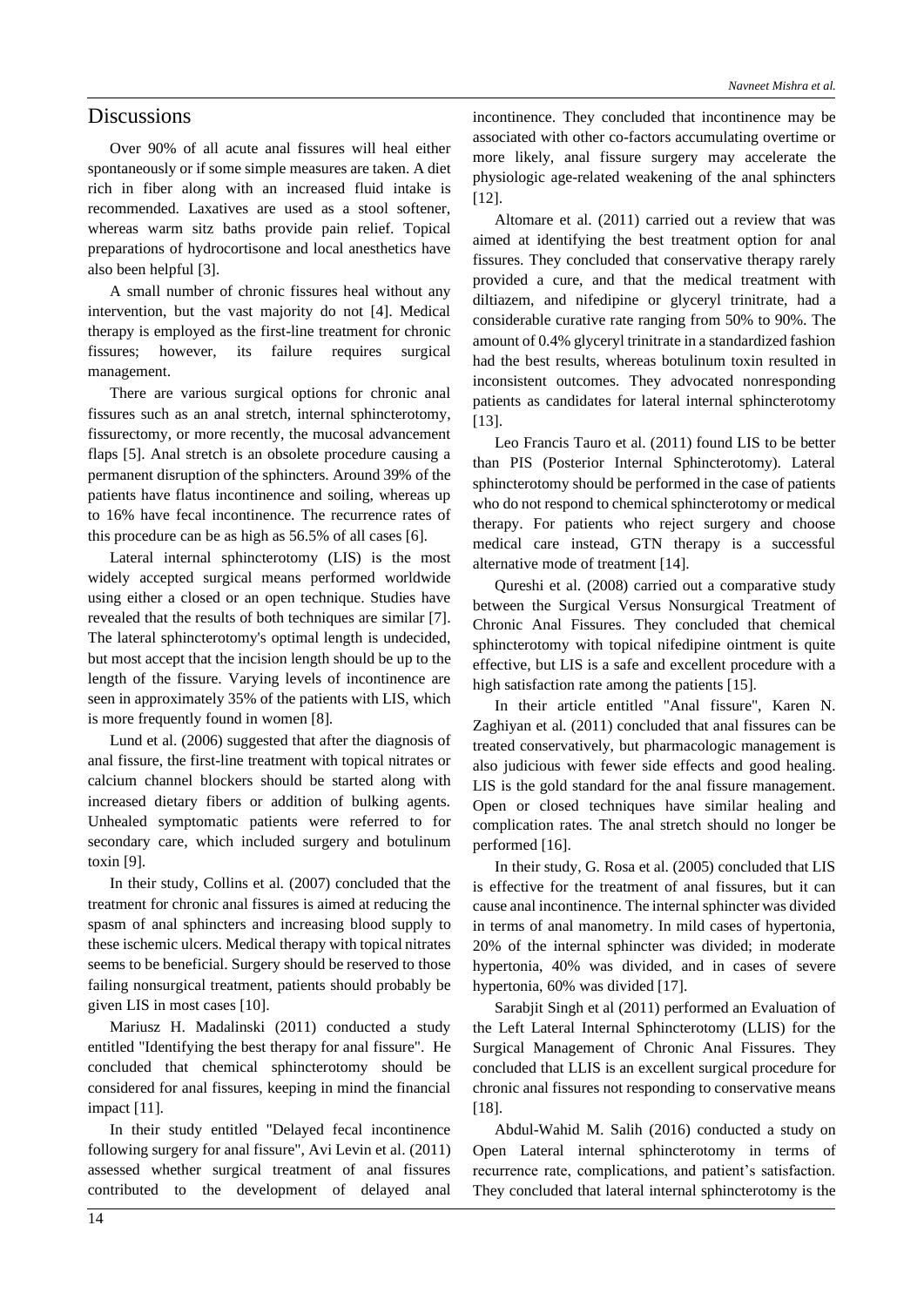## Discussions

Over 90% of all acute anal fissures will heal either spontaneously or if some simple measures are taken. A diet rich in fiber along with an increased fluid intake is recommended. Laxatives are used as a stool softener, whereas warm sitz baths provide pain relief. Topical preparations of hydrocortisone and local anesthetics have also been helpful [3].

A small number of chronic fissures heal without any intervention, but the vast majority do not [4]. Medical therapy is employed as the first-line treatment for chronic fissures; however, its failure requires surgical management.

There are various surgical options for chronic anal fissures such as an anal stretch, internal sphincterotomy, fissurectomy, or more recently, the mucosal advancement flaps [5]. Anal stretch is an obsolete procedure causing a permanent disruption of the sphincters. Around 39% of the patients have flatus incontinence and soiling, whereas up to 16% have fecal incontinence. The recurrence rates of this procedure can be as high as 56.5% of all cases [6].

Lateral internal sphincterotomy (LIS) is the most widely accepted surgical means performed worldwide using either a closed or an open technique. Studies have revealed that the results of both techniques are similar [7]. The lateral sphincterotomy's optimal length is undecided, but most accept that the incision length should be up to the length of the fissure. Varying levels of incontinence are seen in approximately 35% of the patients with LIS, which is more frequently found in women [8].

Lund et al. (2006) suggested that after the diagnosis of anal fissure, the first-line treatment with topical nitrates or calcium channel blockers should be started along with increased dietary fibers or addition of bulking agents. Unhealed symptomatic patients were referred to for secondary care, which included surgery and botulinum toxin [9].

In their study, Collins et al. (2007) concluded that the treatment for chronic anal fissures is aimed at reducing the spasm of anal sphincters and increasing blood supply to these ischemic ulcers. Medical therapy with topical nitrates seems to be beneficial. Surgery should be reserved to those failing nonsurgical treatment, patients should probably be given LIS in most cases [10].

Mariusz H. Madalinski (2011) conducted a study entitled "Identifying the best therapy for anal fissure". He concluded that chemical sphincterotomy should be considered for anal fissures, keeping in mind the financial impact [11].

In their study entitled "Delayed fecal incontinence following surgery for anal fissure", Avi Levin et al. (2011) assessed whether surgical treatment of anal fissures contributed to the development of delayed anal incontinence. They concluded that incontinence may be associated with other co-factors accumulating overtime or more likely, anal fissure surgery may accelerate the physiologic age-related weakening of the anal sphincters [12].

Altomare et al. (2011) carried out a review that was aimed at identifying the best treatment option for anal fissures. They concluded that conservative therapy rarely provided a cure, and that the medical treatment with diltiazem, and nifedipine or glyceryl trinitrate, had a considerable curative rate ranging from 50% to 90%. The amount of 0.4% glyceryl trinitrate in a standardized fashion had the best results, whereas botulinum toxin resulted in inconsistent outcomes. They advocated nonresponding patients as candidates for lateral internal sphincterotomy [13].

Leo Francis Tauro et al. (2011) found LIS to be better than PIS (Posterior Internal Sphincterotomy). Lateral sphincterotomy should be performed in the case of patients who do not respond to chemical sphincterotomy or medical therapy. For patients who reject surgery and choose medical care instead, GTN therapy is a successful alternative mode of treatment [14].

Qureshi et al. (2008) carried out a comparative study between the Surgical Versus Nonsurgical Treatment of Chronic Anal Fissures. They concluded that chemical sphincterotomy with topical nifedipine ointment is quite effective, but LIS is a safe and excellent procedure with a high satisfaction rate among the patients [15].

In their article entitled "Anal fissure", Karen N. Zaghiyan et al. (2011) concluded that anal fissures can be treated conservatively, but pharmacologic management is also judicious with fewer side effects and good healing. LIS is the gold standard for the anal fissure management. Open or closed techniques have similar healing and complication rates. The anal stretch should no longer be performed [16].

In their study, G. Rosa et al. (2005) concluded that LIS is effective for the treatment of anal fissures, but it can cause anal incontinence. The internal sphincter was divided in terms of anal manometry. In mild cases of hypertonia, 20% of the internal sphincter was divided; in moderate hypertonia, 40% was divided, and in cases of severe hypertonia, 60% was divided [17].

Sarabjit Singh et al (2011) performed an Evaluation of the Left Lateral Internal Sphincterotomy (LLIS) for the Surgical Management of Chronic Anal Fissures. They concluded that LLIS is an excellent surgical procedure for chronic anal fissures not responding to conservative means [18].

Abdul-Wahid M. Salih (2016) conducted a study on Open Lateral internal sphincterotomy in terms of recurrence rate, complications, and patient's satisfaction. They concluded that lateral internal sphincterotomy is the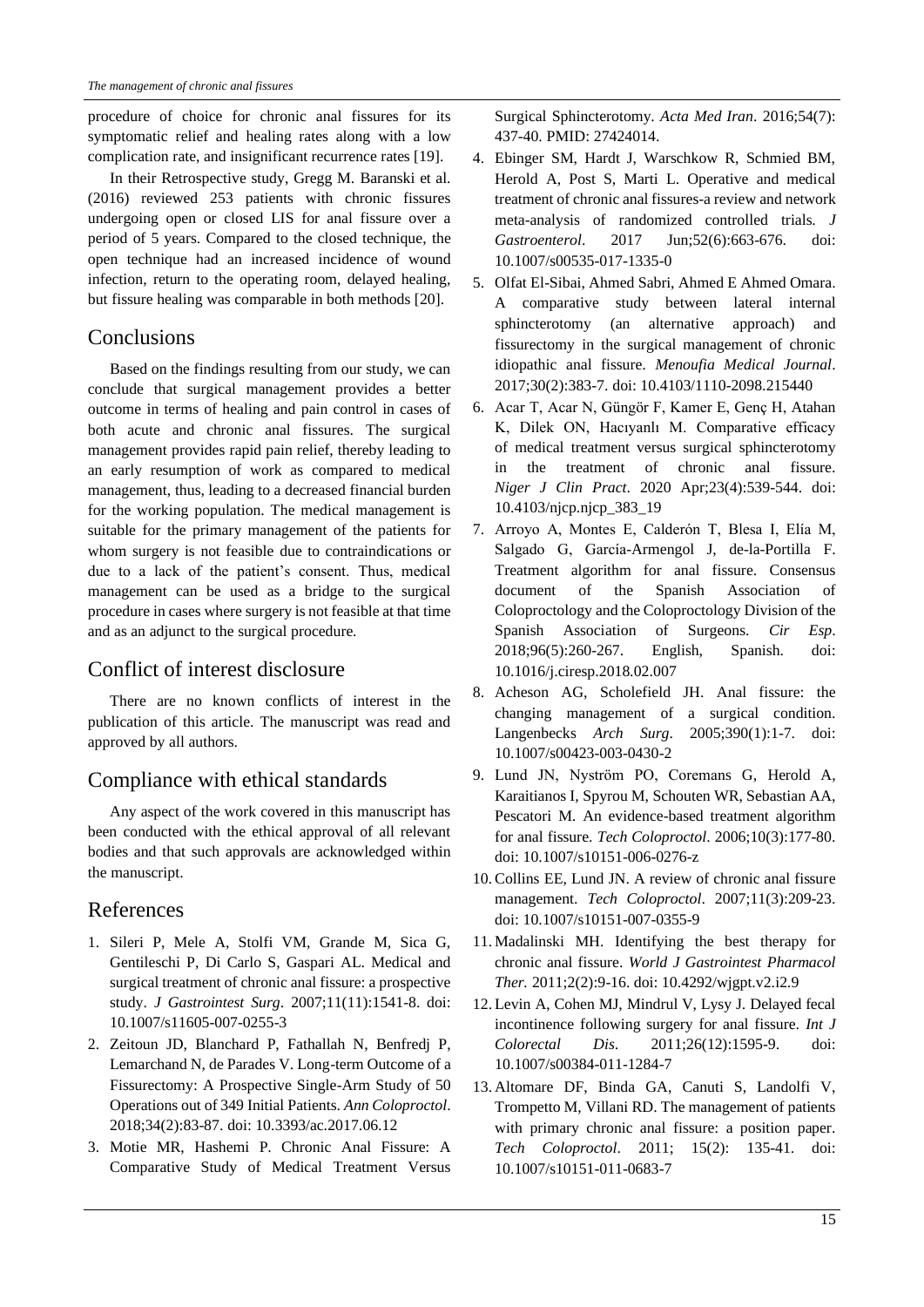procedure of choice for chronic anal fissures for its symptomatic relief and healing rates along with a low complication rate, and insignificant recurrence rates [19].

In their Retrospective study, Gregg M. Baranski et al. (2016) reviewed 253 patients with chronic fissures undergoing open or closed LIS for anal fissure over a period of 5 years. Compared to the closed technique, the open technique had an increased incidence of wound infection, return to the operating room, delayed healing, but fissure healing was comparable in both methods [20].

## Conclusions

Based on the findings resulting from our study, we can conclude that surgical management provides a better outcome in terms of healing and pain control in cases of both acute and chronic anal fissures. The surgical management provides rapid pain relief, thereby leading to an early resumption of work as compared to medical management, thus, leading to a decreased financial burden for the working population. The medical management is suitable for the primary management of the patients for whom surgery is not feasible due to contraindications or due to a lack of the patient's consent. Thus, medical management can be used as a bridge to the surgical procedure in cases where surgery is not feasible at that time and as an adjunct to the surgical procedure.

## Conflict of interest disclosure

There are no known conflicts of interest in the publication of this article. The manuscript was read and approved by all authors.

## Compliance with ethical standards

Any aspect of the work covered in this manuscript has been conducted with the ethical approval of all relevant bodies and that such approvals are acknowledged within the manuscript.

## References

1. Sileri P, Mele A, Stolfi VM, Grande M, Sica G, Gentileschi P, Di Carlo S, Gaspari AL. Medical and surgical treatment of chronic anal fissure: a prospective study. *J Gastrointest Surg*. 2007;11(11):1541-8. doi: 10.1007/s11605-007-0255-3
2. Zeitoun JD, Blanchard P, Fathallah N, Benfredj P, Lemarchand N, de Parades V. Long-term Outcome of a Fissurectomy: A Prospective Single-Arm Study of 50 Operations out of 349 Initial Patients. *Ann Coloproctol*. 2018;34(2):83-87. doi: 10.3393/ac.2017.06.12
3. Motie MR, Hashemi P. Chronic Anal Fissure: A Comparative Study of Medical Treatment Versus Surgical Sphincterotomy. *Acta Med Iran*. 2016;54(7): 437-40. PMID: 27424014.
4. Ebinger SM, Hardt J, Warschkow R, Schmied BM, Herold A, Post S, Marti L. Operative and medical treatment of chronic anal fissures-a review and network meta-analysis of randomized controlled trials. *J Gastroenterol*. 2017 Jun;52(6):663-676. doi: 10.1007/s00535-017-1335-0
5. Olfat El-Sibai, Ahmed Sabri, Ahmed E Ahmed Omara. A comparative study between lateral internal sphincterotomy (an alternative approach) and fissurectomy in the surgical management of chronic idiopathic anal fissure. *Menoufia Medical Journal*. 2017;30(2):383-7. doi: 10.4103/1110-2098.215440
6. Acar T, Acar N, Güngör F, Kamer E, Genç H, Atahan K, Dilek ON, Hacıyanlı M. Comparative efficacy of medical treatment versus surgical sphincterotomy in the treatment of chronic anal fissure. *Niger J Clin Pract*. 2020 Apr;23(4):539-544. doi: 10.4103/njcp.njcp_383_19
7. Arroyo A, Montes E, Calderón T, Blesa I, Elía M, Salgado G, García-Armengol J, de-la-Portilla F. Treatment algorithm for anal fissure. Consensus document of the Spanish Association of Coloproctology and the Coloproctology Division of the Spanish Association of Surgeons. *Cir Esp*. 2018;96(5):260-267. English, Spanish. doi: 10.1016/j.ciresp.2018.02.007
8. Acheson AG, Scholefield JH. Anal fissure: the changing management of a surgical condition. Langenbecks *Arch Surg*. 2005;390(1):1-7. doi: 10.1007/s00423-003-0430-2
9. Lund JN, Nyström PO, Coremans G, Herold A, Karaitianos I, Spyrou M, Schouten WR, Sebastian AA, Pescatori M. An evidence-based treatment algorithm for anal fissure. *Tech Coloproctol*. 2006;10(3):177-80. doi: 10.1007/s10151-006-0276-z
10. Collins EE, Lund JN. A review of chronic anal fissure management. *Tech Coloproctol*. 2007;11(3):209-23. doi: 10.1007/s10151-007-0355-9
11. Madalinski MH. Identifying the best therapy for chronic anal fissure. *World J Gastrointest Pharmacol Ther.* 2011;2(2):9-16. doi: 10.4292/wjgpt.v2.i2.9
12. Levin A, Cohen MJ, Mindrul V, Lysy J. Delayed fecal incontinence following surgery for anal fissure. *Int J Colorectal Dis*. 2011;26(12):1595-9. doi: 10.1007/s00384-011-1284-7
13. Altomare DF, Binda GA, Canuti S, Landolfi V, Trompetto M, Villani RD. The management of patients with primary chronic anal fissure: a position paper. *Tech Coloproctol*. 2011; 15(2): 135-41. doi: 10.1007/s10151-011-0683-7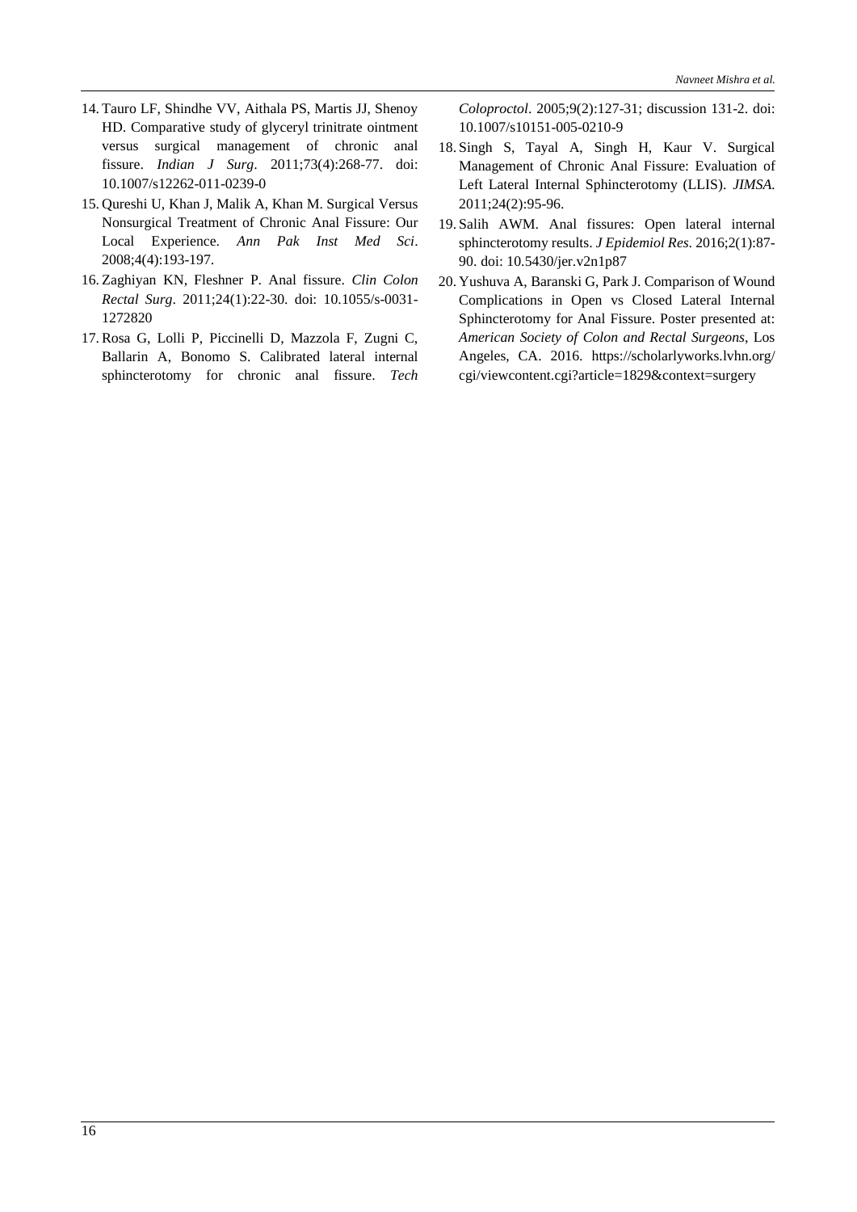14. Tauro LF, Shindhe VV, Aithala PS, Martis JJ, Shenoy HD. Comparative study of glyceryl trinitrate ointment versus surgical management of chronic anal fissure. *Indian J Surg*. 2011;73(4):268-77. doi: 10.1007/s12262-011-0239-0
15. Qureshi U, Khan J, Malik A, Khan M. Surgical Versus Nonsurgical Treatment of Chronic Anal Fissure: Our Local Experience. *Ann Pak Inst Med Sci*. 2008;4(4):193-197.
16. Zaghiyan KN, Fleshner P. Anal fissure. *Clin Colon Rectal Surg*. 2011;24(1):22-30. doi: 10.1055/s-0031-1272820
17. Rosa G, Lolli P, Piccinelli D, Mazzola F, Zugni C, Ballarin A, Bonomo S. Calibrated lateral internal sphincterotomy for chronic anal fissure. *Tech Coloproctol*. 2005;9(2):127-31; discussion 131-2. doi: 10.1007/s10151-005-0210-9
18. Singh S, Tayal A, Singh H, Kaur V. Surgical Management of Chronic Anal Fissure: Evaluation of Left Lateral Internal Sphincterotomy (LLIS). *JIMSA*. 2011;24(2):95-96.
19. Salih AWM. Anal fissures: Open lateral internal sphincterotomy results. *J Epidemiol Res*. 2016;2(1):87-90. doi: 10.5430/jer.v2n1p87
20. Yushuva A, Baranski G, Park J. Comparison of Wound Complications in Open vs Closed Lateral Internal Sphincterotomy for Anal Fissure. Poster presented at: *American Society of Colon and Rectal Surgeons*, Los Angeles, CA. 2016. https://scholarlyworks.lvhn.org/cgi/viewcontent.cgi?article=1829&context=surgery